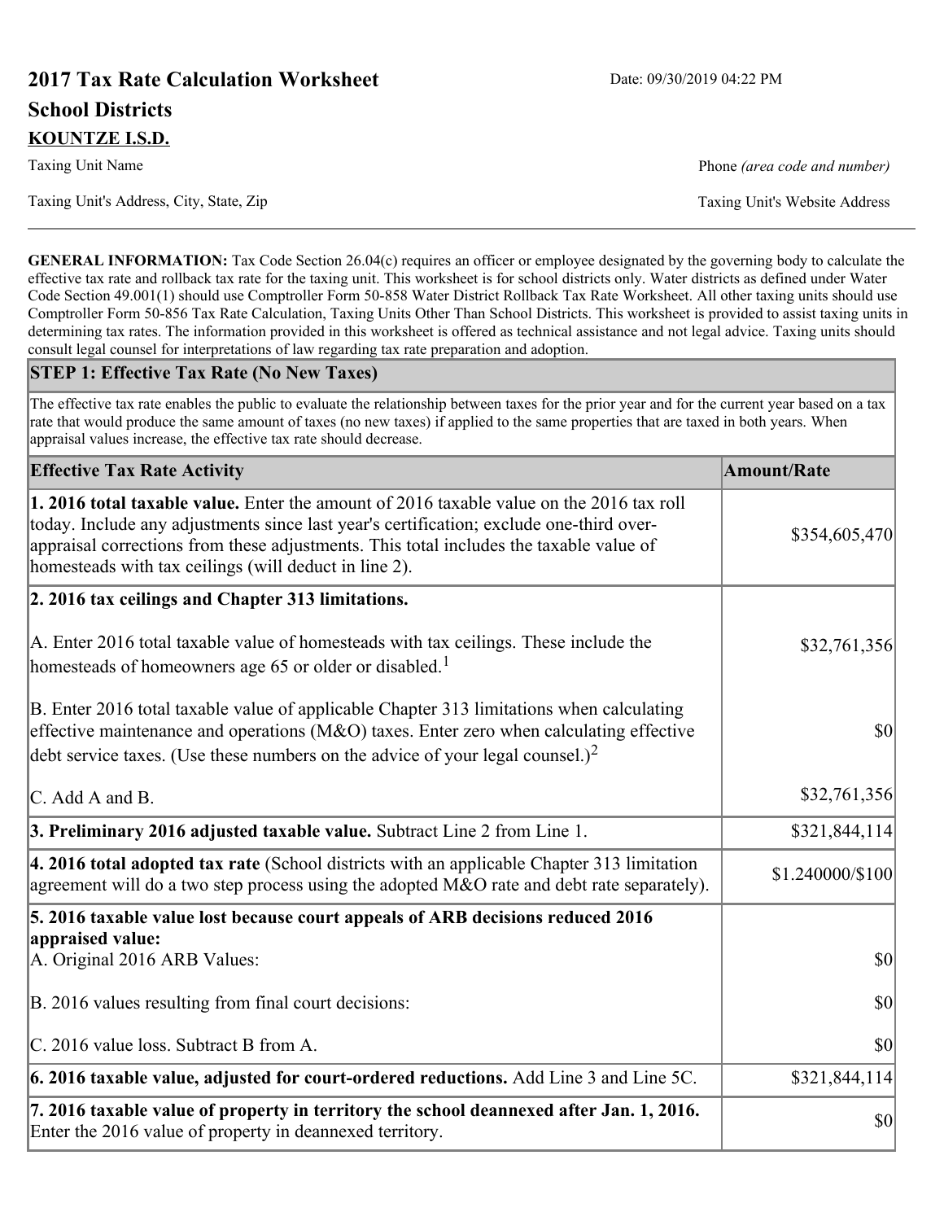# 2017 Tax Rate Calculation Worksheet

Date: 09/30/2019 04:22 PM

## School Districts

**KOUNTZE I.S.D.**

Taxing Unit Name

Phone *(area code and number)*

Taxing Unit's Address, City, State, Zip

Taxing Unit's Website Address

---

**GENERAL INFORMATION:** Tax Code Section 26.04(c) requires an officer or employee designated by the governing body to calculate the effective tax rate and rollback tax rate for the taxing unit. This worksheet is for school districts only. Water districts as defined under Water Code Section 49.001(1) should use Comptroller Form 50-858 Water District Rollback Tax Rate Worksheet. All other taxing units should use Comptroller Form 50-856 Tax Rate Calculation, Taxing Units Other Than School Districts. This worksheet is provided to assist taxing units in determining tax rates. The information provided in this worksheet is offered as technical assistance and not legal advice. Taxing units should consult legal counsel for interpretations of law regarding tax rate preparation and adoption.

**STEP 1: Effective Tax Rate (No New Taxes)**

The effective tax rate enables the public to evaluate the relationship between taxes for the prior year and for the current year based on a tax rate that would produce the same amount of taxes (no new taxes) if applied to the same properties that are taxed in both years. When appraisal values increase, the effective tax rate should decrease.

| Effective Tax Rate Activity | Amount/Rate |
|---|---|
| **1. 2016 total taxable value.** Enter the amount of 2016 taxable value on the 2016 tax roll today. Include any adjustments since last year's certification; exclude one-third over-appraisal corrections from these adjustments. This total includes the taxable value of homesteads with tax ceilings (will deduct in line 2). | $354,605,470 |
| **2. 2016 tax ceilings and Chapter 313 limitations.** | |
| A. Enter 2016 total taxable value of homesteads with tax ceilings. These include the homesteads of homeowners age 65 or older or disabled.[1] | $32,761,356 |
| B. Enter 2016 total taxable value of applicable Chapter 313 limitations when calculating effective maintenance and operations (M&O) taxes. Enter zero when calculating effective debt service taxes. (Use these numbers on the advice of your legal counsel.)[2] | $0 |
| C. Add A and B. | $32,761,356 |
| **3. Preliminary 2016 adjusted taxable value.** Subtract Line 2 from Line 1. | $321,844,114 |
| **4. 2016 total adopted tax rate** (School districts with an applicable Chapter 313 limitation agreement will do a two step process using the adopted M&O rate and debt rate separately). | $1.240000/$100 |
| **5. 2016 taxable value lost because court appeals of ARB decisions reduced 2016 appraised value:** | |
| A. Original 2016 ARB Values: | $0 |
| B. 2016 values resulting from final court decisions: | $0 |
| C. 2016 value loss. Subtract B from A. | $0 |
| **6. 2016 taxable value, adjusted for court-ordered reductions.** Add Line 3 and Line 5C. | $321,844,114 |
| **7. 2016 taxable value of property in territory the school deannexed after Jan. 1, 2016.** Enter the 2016 value of property in deannexed territory. | $0 |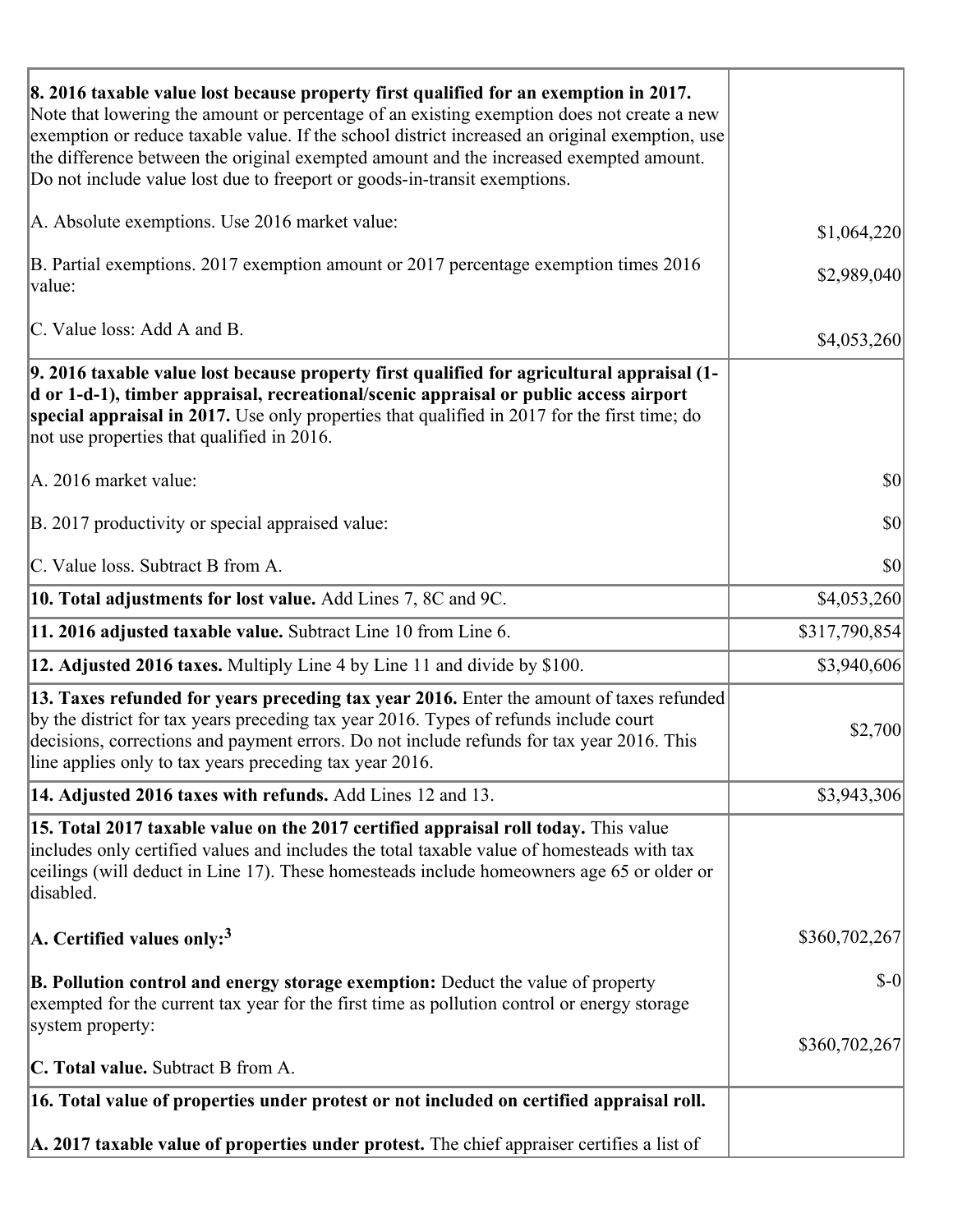| | |
|---|---|
| **8. 2016 taxable value lost because property first qualified for an exemption in 2017.** Note that lowering the amount or percentage of an existing exemption does not create a new exemption or reduce taxable value. If the school district increased an original exemption, use the difference between the original exempted amount and the increased exempted amount. Do not include value lost due to freeport or goods-in-transit exemptions.<br><br>A. Absolute exemptions. Use 2016 market value:<br><br>B. Partial exemptions. 2017 exemption amount or 2017 percentage exemption times 2016 value:<br><br>C. Value loss: Add A and B. | <br><br><br><br><br>$1,064,220<br><br>$2,989,040<br><br>$4,053,260 |
| **9. 2016 taxable value lost because property first qualified for agricultural appraisal (1-d or 1-d-1), timber appraisal, recreational/scenic appraisal or public access airport special appraisal in 2017.** Use only properties that qualified in 2017 for the first time; do not use properties that qualified in 2016.<br><br>A. 2016 market value:<br><br>B. 2017 productivity or special appraised value:<br><br>C. Value loss. Subtract B from A. | <br><br><br><br>$0<br><br>$0<br><br>$0 |
| **10. Total adjustments for lost value.** Add Lines 7, 8C and 9C. | $4,053,260 |
| **11. 2016 adjusted taxable value.** Subtract Line 10 from Line 6. | $317,790,854 |
| **12. Adjusted 2016 taxes.** Multiply Line 4 by Line 11 and divide by $100. | $3,940,606 |
| **13. Taxes refunded for years preceding tax year 2016.** Enter the amount of taxes refunded by the district for tax years preceding tax year 2016. Types of refunds include court decisions, corrections and payment errors. Do not include refunds for tax year 2016. This line applies only to tax years preceding tax year 2016. | $2,700 |
| **14. Adjusted 2016 taxes with refunds.** Add Lines 12 and 13. | $3,943,306 |
| **15. Total 2017 taxable value on the 2017 certified appraisal roll today.** This value includes only certified values and includes the total taxable value of homesteads with tax ceilings (will deduct in Line 17). These homesteads include homeowners age 65 or older or disabled.<br><br>**A. Certified values only:**[3]<br><br>**B. Pollution control and energy storage exemption:** Deduct the value of property exempted for the current tax year for the first time as pollution control or energy storage system property:<br><br>**C. Total value.** Subtract B from A. | <br><br><br><br><br>$360,702,267<br><br>$-0<br><br>$360,702,267 |
| **16. Total value of properties under protest or not included on certified appraisal roll.**<br><br>**A. 2017 taxable value of properties under protest.** The chief appraiser certifies a list of | |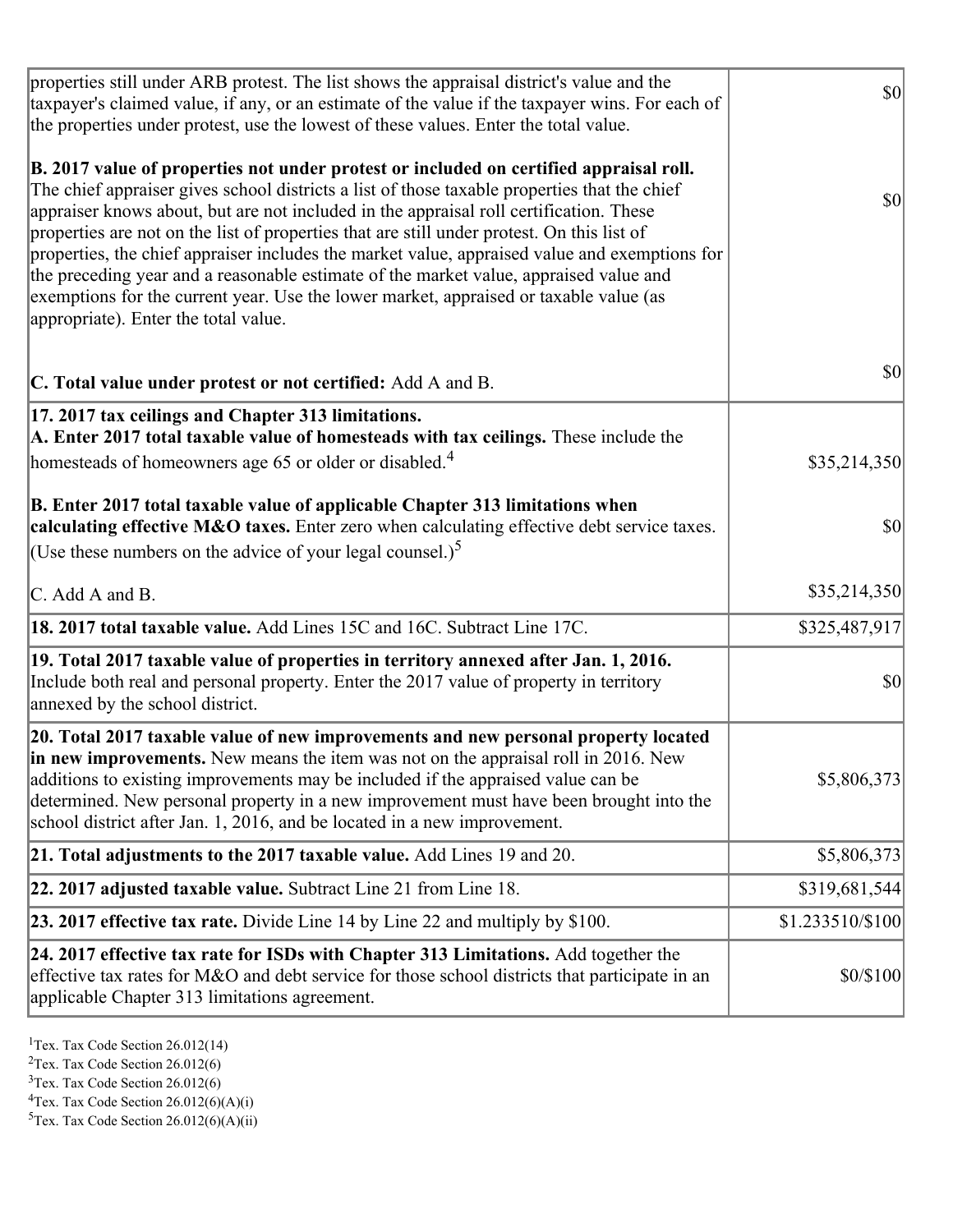| | |
|---|---|
| properties still under ARB protest. The list shows the appraisal district's value and the taxpayer's claimed value, if any, or an estimate of the value if the taxpayer wins. For each of the properties under protest, use the lowest of these values. Enter the total value. | $0 |
| **B. 2017 value of properties not under protest or included on certified appraisal roll.** The chief appraiser gives school districts a list of those taxable properties that the chief appraiser knows about, but are not included in the appraisal roll certification. These properties are not on the list of properties that are still under protest. On this list of properties, the chief appraiser includes the market value, appraised value and exemptions for the preceding year and a reasonable estimate of the market value, appraised value and exemptions for the current year. Use the lower market, appraised or taxable value (as appropriate). Enter the total value. | $0 |
| **C. Total value under protest or not certified:** Add A and B. | $0 |
| **17. 2017 tax ceilings and Chapter 313 limitations.** **A. Enter 2017 total taxable value of homesteads with tax ceilings.** These include the homesteads of homeowners age 65 or older or disabled.[4] | $35,214,350 |
| **B. Enter 2017 total taxable value of applicable Chapter 313 limitations when calculating effective M&O taxes.** Enter zero when calculating effective debt service taxes. (Use these numbers on the advice of your legal counsel.)[5] | $0 |
| C. Add A and B. | $35,214,350 |
| **18. 2017 total taxable value.** Add Lines 15C and 16C. Subtract Line 17C. | $325,487,917 |
| **19. Total 2017 taxable value of properties in territory annexed after Jan. 1, 2016.** Include both real and personal property. Enter the 2017 value of property in territory annexed by the school district. | $0 |
| **20. Total 2017 taxable value of new improvements and new personal property located in new improvements.** New means the item was not on the appraisal roll in 2016. New additions to existing improvements may be included if the appraised value can be determined. New personal property in a new improvement must have been brought into the school district after Jan. 1, 2016, and be located in a new improvement. | $5,806,373 |
| **21. Total adjustments to the 2017 taxable value.** Add Lines 19 and 20. | $5,806,373 |
| **22. 2017 adjusted taxable value.** Subtract Line 21 from Line 18. | $319,681,544 |
| **23. 2017 effective tax rate.** Divide Line 14 by Line 22 and multiply by $100. | $1.233510/$100 |
| **24. 2017 effective tax rate for ISDs with Chapter 313 Limitations.** Add together the effective tax rates for M&O and debt service for those school districts that participate in an applicable Chapter 313 limitations agreement. | $0/$100 |

[1]Tex. Tax Code Section 26.012(14)
[2]Tex. Tax Code Section 26.012(6)
[3]Tex. Tax Code Section 26.012(6)
[4]Tex. Tax Code Section 26.012(6)(A)(i)
[5]Tex. Tax Code Section 26.012(6)(A)(ii)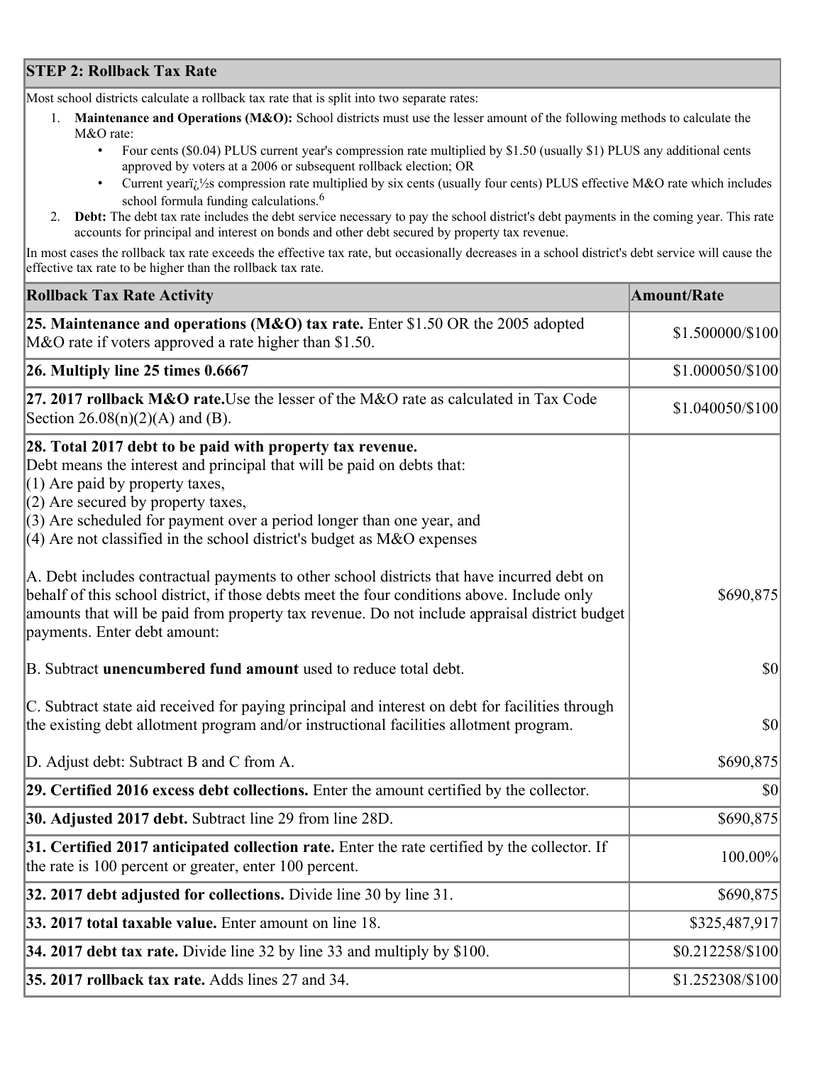## STEP 2: Rollback Tax Rate

Most school districts calculate a rollback tax rate that is split into two separate rates:

1. **Maintenance and Operations (M&O):** School districts must use the lesser amount of the following methods to calculate the M&O rate:
   - Four cents ($0.04) PLUS current year's compression rate multiplied by $1.50 (usually $1) PLUS any additional cents approved by voters at a 2006 or subsequent rollback election; OR
   - Current yearï¿½s compression rate multiplied by six cents (usually four cents) PLUS effective M&O rate which includes school formula funding calculations.[6]
2. **Debt:** The debt tax rate includes the debt service necessary to pay the school district's debt payments in the coming year. This rate accounts for principal and interest on bonds and other debt secured by property tax revenue.

In most cases the rollback tax rate exceeds the effective tax rate, but occasionally decreases in a school district's debt service will cause the effective tax rate to be higher than the rollback tax rate.

| Rollback Tax Rate Activity | Amount/Rate |
|---|---|
| **25. Maintenance and operations (M&O) tax rate.** Enter $1.50 OR the 2005 adopted M&O rate if voters approved a rate higher than $1.50. | $1.500000/$100 |
| **26. Multiply line 25 times 0.6667** | $1.000050/$100 |
| **27. 2017 rollback M&O rate.** Use the lesser of the M&O rate as calculated in Tax Code Section 26.08(n)(2)(A) and (B). | $1.040050/$100 |
| **28. Total 2017 debt to be paid with property tax revenue.** Debt means the interest and principal that will be paid on debts that: (1) Are paid by property taxes, (2) Are secured by property taxes, (3) Are scheduled for payment over a period longer than one year, and (4) Are not classified in the school district's budget as M&O expenses<br><br>A. Debt includes contractual payments to other school districts that have incurred debt on behalf of this school district, if those debts meet the four conditions above. Include only amounts that will be paid from property tax revenue. Do not include appraisal district budget payments. Enter debt amount: | $690,875 |
| B. Subtract **unencumbered fund amount** used to reduce total debt. | $0 |
| C. Subtract state aid received for paying principal and interest on debt for facilities through the existing debt allotment program and/or instructional facilities allotment program. | $0 |
| D. Adjust debt: Subtract B and C from A. | $690,875 |
| **29. Certified 2016 excess debt collections.** Enter the amount certified by the collector. | $0 |
| **30. Adjusted 2017 debt.** Subtract line 29 from line 28D. | $690,875 |
| **31. Certified 2017 anticipated collection rate.** Enter the rate certified by the collector. If the rate is 100 percent or greater, enter 100 percent. | 100.00% |
| **32. 2017 debt adjusted for collections.** Divide line 30 by line 31. | $690,875 |
| **33. 2017 total taxable value.** Enter amount on line 18. | $325,487,917 |
| **34. 2017 debt tax rate.** Divide line 32 by line 33 and multiply by $100. | $0.212258/$100 |
| **35. 2017 rollback tax rate.** Adds lines 27 and 34. | $1.252308/$100 |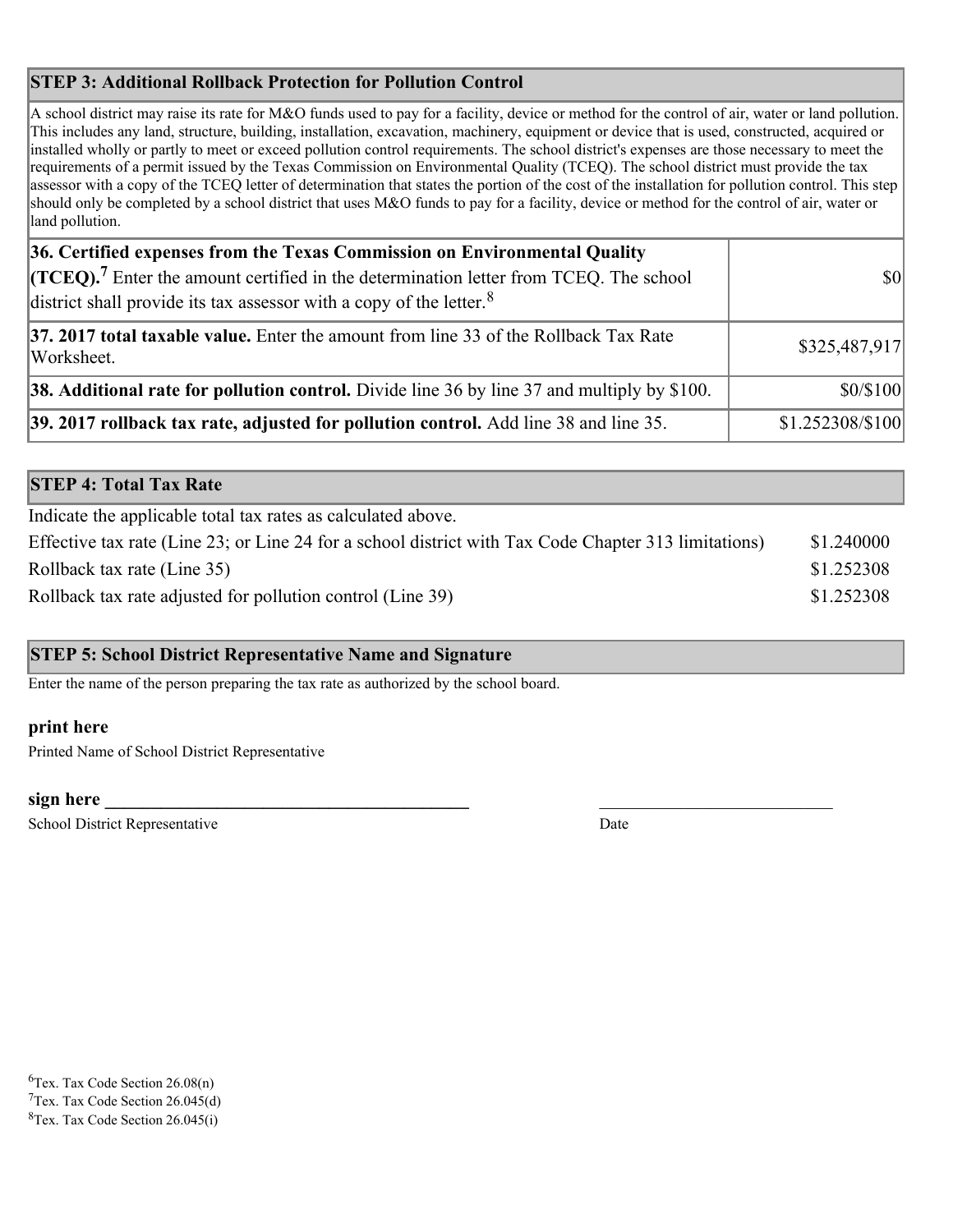## STEP 3: Additional Rollback Protection for Pollution Control

A school district may raise its rate for M&O funds used to pay for a facility, device or method for the control of air, water or land pollution. This includes any land, structure, building, installation, excavation, machinery, equipment or device that is used, constructed, acquired or installed wholly or partly to meet or exceed pollution control requirements. The school district's expenses are those necessary to meet the requirements of a permit issued by the Texas Commission on Environmental Quality (TCEQ). The school district must provide the tax assessor with a copy of the TCEQ letter of determination that states the portion of the cost of the installation for pollution control. This step should only be completed by a school district that uses M&O funds to pay for a facility, device or method for the control of air, water or land pollution.

| | |
|---|---|
| **36. Certified expenses from the Texas Commission on Environmental Quality (TCEQ).**[7] Enter the amount certified in the determination letter from TCEQ. The school district shall provide its tax assessor with a copy of the letter.[8] | $0 |
| **37. 2017 total taxable value.** Enter the amount from line 33 of the Rollback Tax Rate Worksheet. | $325,487,917 |
| **38. Additional rate for pollution control.** Divide line 36 by line 37 and multiply by $100. | $0/$100 |
| **39. 2017 rollback tax rate, adjusted for pollution control.** Add line 38 and line 35. | $1.252308/$100 |

## STEP 4: Total Tax Rate

Indicate the applicable total tax rates as calculated above.

| | |
|---|---|
| Effective tax rate (Line 23; or Line 24 for a school district with Tax Code Chapter 313 limitations) | $1.240000 |
| Rollback tax rate (Line 35) | $1.252308 |
| Rollback tax rate adjusted for pollution control (Line 39) | $1.252308 |

## STEP 5: School District Representative Name and Signature

Enter the name of the person preparing the tax rate as authorized by the school board.

**print here**

Printed Name of School District Representative

**sign here** ________________________________________ ____________________________

School District Representative Date

[6]Tex. Tax Code Section 26.08(n)
[7]Tex. Tax Code Section 26.045(d)
[8]Tex. Tax Code Section 26.045(i)